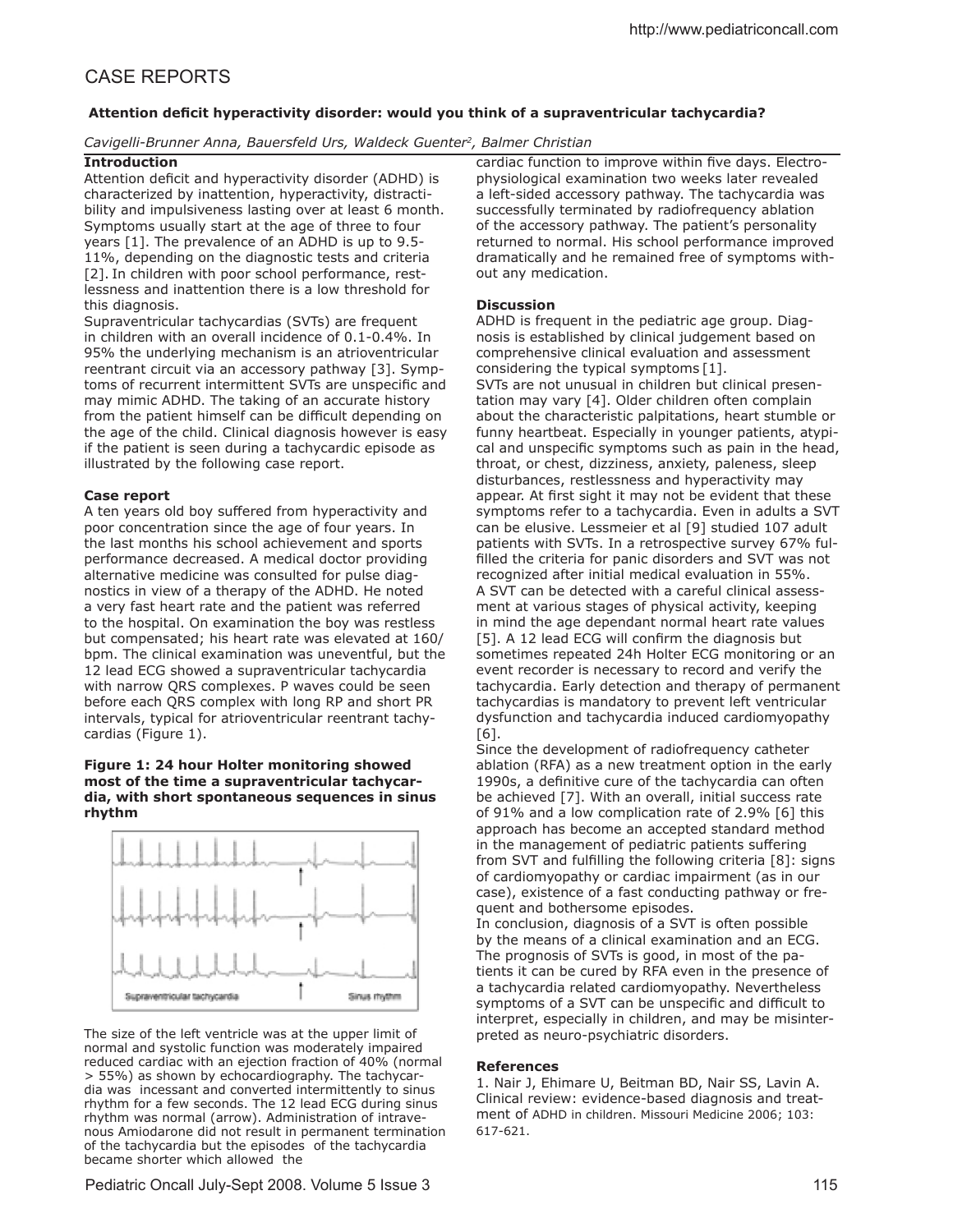# CASE REPORTS

## Attention deficit hyperactivity disorder: would you think of a supraventricular tachycardia?

*Cavigelli-Brunner Anna, Bauersfeld Urs, Waldeck Guenter[2], Balmer Christian*

### Introduction

Attention deficit and hyperactivity disorder (ADHD) is characterized by inattention, hyperactivity, distractibility and impulsiveness lasting over at least 6 month. Symptoms usually start at the age of three to four years [1]. The prevalence of an ADHD is up to 9.5-11%, depending on the diagnostic tests and criteria [2]. In children with poor school performance, restlessness and inattention there is a low threshold for this diagnosis.

Supraventricular tachycardias (SVTs) are frequent in children with an overall incidence of 0.1-0.4%. In 95% the underlying mechanism is an atrioventricular reentrant circuit via an accessory pathway [3]. Symptoms of recurrent intermittent SVTs are unspecific and may mimic ADHD. The taking of an accurate history from the patient himself can be difficult depending on the age of the child. Clinical diagnosis however is easy if the patient is seen during a tachycardic episode as illustrated by the following case report.

### Case report

A ten years old boy suffered from hyperactivity and poor concentration since the age of four years. In the last months his school achievement and sports performance decreased. A medical doctor providing alternative medicine was consulted for pulse diagnostics in view of a therapy of the ADHD. He noted a very fast heart rate and the patient was referred to the hospital. On examination the boy was restless but compensated; his heart rate was elevated at 160/bpm. The clinical examination was uneventful, but the 12 lead ECG showed a supraventricular tachycardia with narrow QRS complexes. P waves could be seen before each QRS complex with long RP and short PR intervals, typical for atrioventricular reentrant tachycardias (Figure 1).

**Figure 1: 24 hour Holter monitoring showed most of the time a supraventricular tachycardia, with short spontaneous sequences in sinus rhythm**

Supraventricular tachycardia — Sinus rhythm

The size of the left ventricle was at the upper limit of normal and systolic function was moderately impaired reduced cardiac with an ejection fraction of 40% (normal > 55%) as shown by echocardiography. The tachycardia was incessant and converted intermittently to sinus rhythm for a few seconds. The 12 lead ECG during sinus rhythm was normal (arrow). Administration of intravenous Amiodarone did not result in permanent termination of the tachycardia but the episodes of the tachycardia became shorter which allowed the cardiac function to improve within five days. Electrophysiological examination two weeks later revealed a left-sided accessory pathway. The tachycardia was successfully terminated by radiofrequency ablation of the accessory pathway. The patient's personality returned to normal. His school performance improved dramatically and he remained free of symptoms without any medication.

### Discussion

ADHD is frequent in the pediatric age group. Diagnosis is established by clinical judgement based on comprehensive clinical evaluation and assessment considering the typical symptoms [1].

SVTs are not unusual in children but clinical presentation may vary [4]. Older children often complain about the characteristic palpitations, heart stumble or funny heartbeat. Especially in younger patients, atypical and unspecific symptoms such as pain in the head, throat, or chest, dizziness, anxiety, paleness, sleep disturbances, restlessness and hyperactivity may appear. At first sight it may not be evident that these symptoms refer to a tachycardia. Even in adults a SVT can be elusive. Lessmeier et al [9] studied 107 adult patients with SVTs. In a retrospective survey 67% fulfilled the criteria for panic disorders and SVT was not recognized after initial medical evaluation in 55%.

A SVT can be detected with a careful clinical assessment at various stages of physical activity, keeping in mind the age dependant normal heart rate values [5]. A 12 lead ECG will confirm the diagnosis but sometimes repeated 24h Holter ECG monitoring or an event recorder is necessary to record and verify the tachycardia. Early detection and therapy of permanent tachycardias is mandatory to prevent left ventricular dysfunction and tachycardia induced cardiomyopathy [6].

Since the development of radiofrequency catheter ablation (RFA) as a new treatment option in the early 1990s, a definitive cure of the tachycardia can often be achieved [7]. With an overall, initial success rate of 91% and a low complication rate of 2.9% [6] this approach has become an accepted standard method in the management of pediatric patients suffering from SVT and fulfilling the following criteria [8]: signs of cardiomyopathy or cardiac impairment (as in our case), existence of a fast conducting pathway or frequent and bothersome episodes.

In conclusion, diagnosis of a SVT is often possible by the means of a clinical examination and an ECG. The prognosis of SVTs is good, in most of the patients it can be cured by RFA even in the presence of a tachycardia related cardiomyopathy. Nevertheless symptoms of a SVT can be unspecific and difficult to interpret, especially in children, and may be misinterpreted as neuro-psychiatric disorders.

### References

1. Nair J, Ehimare U, Beitman BD, Nair SS, Lavin A. Clinical review: evidence-based diagnosis and treatment of ADHD in children. Missouri Medicine 2006; 103: 617-621.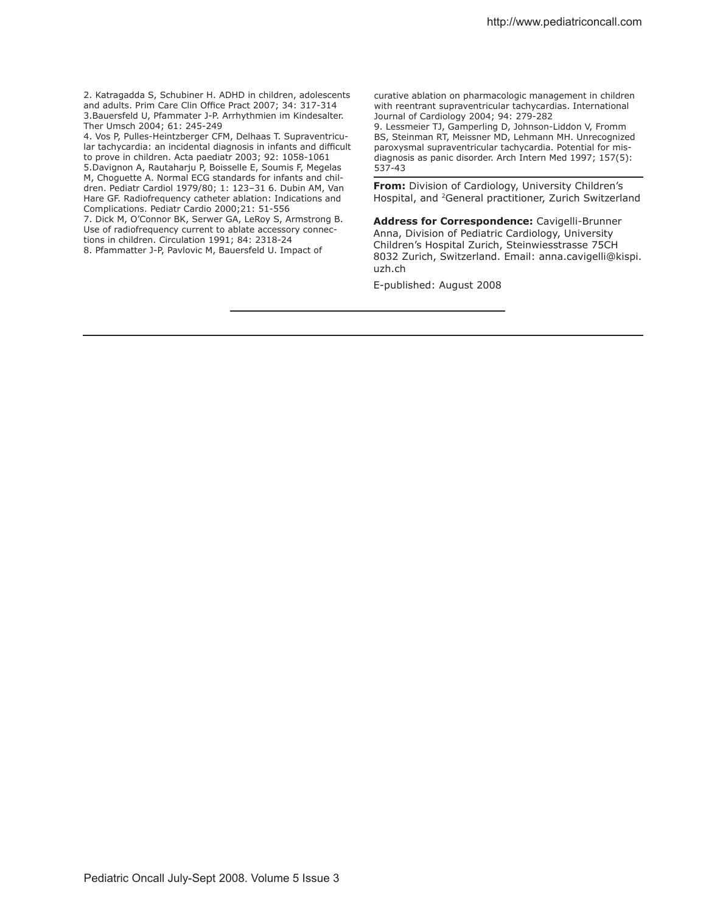2. Katragadda S, Schubiner H. ADHD in children, adolescents and adults. Prim Care Clin Office Pract 2007; 34: 317-314

3.Bauersfeld U, Pfammater J-P. Arrhythmien im Kindesalter. Ther Umsch 2004; 61: 245-249

4. Vos P, Pulles-Heintzberger CFM, Delhaas T. Supraventricular tachycardia: an incidental diagnosis in infants and difficult to prove in children. Acta paediatr 2003; 92: 1058-1061

5.Davignon A, Rautaharju P, Boisselle E, Soumis F, Megelas M, Choguette A. Normal ECG standards for infants and children. Pediatr Cardiol 1979/80; 1: 123–31 6. Dubin AM, Van Hare GF. Radiofrequency catheter ablation: Indications and Complications. Pediatr Cardio 2000;21: 51-556

7. Dick M, O'Connor BK, Serwer GA, LeRoy S, Armstrong B. Use of radiofrequency current to ablate accessory connections in children. Circulation 1991; 84: 2318-24

8. Pfammatter J-P, Pavlovic M, Bauersfeld U. Impact of curative ablation on pharmacologic management in children with reentrant supraventricular tachycardias. International Journal of Cardiology 2004; 94: 279-282

9. Lessmeier TJ, Gamperling D, Johnson-Liddon V, Fromm BS, Steinman RT, Meissner MD, Lehmann MH. Unrecognized paroxysmal supraventricular tachycardia. Potential for misdiagnosis as panic disorder. Arch Intern Med 1997; 157(5): 537-43

**From:** Division of Cardiology, University Children's Hospital, and [2]General practitioner, Zurich Switzerland

**Address for Correspondence:** Cavigelli-Brunner Anna, Division of Pediatric Cardiology, University Children's Hospital Zurich, Steinwiesstrasse 75CH 8032 Zurich, Switzerland. Email: anna.cavigelli@kispi.uzh.ch

E-published: August 2008